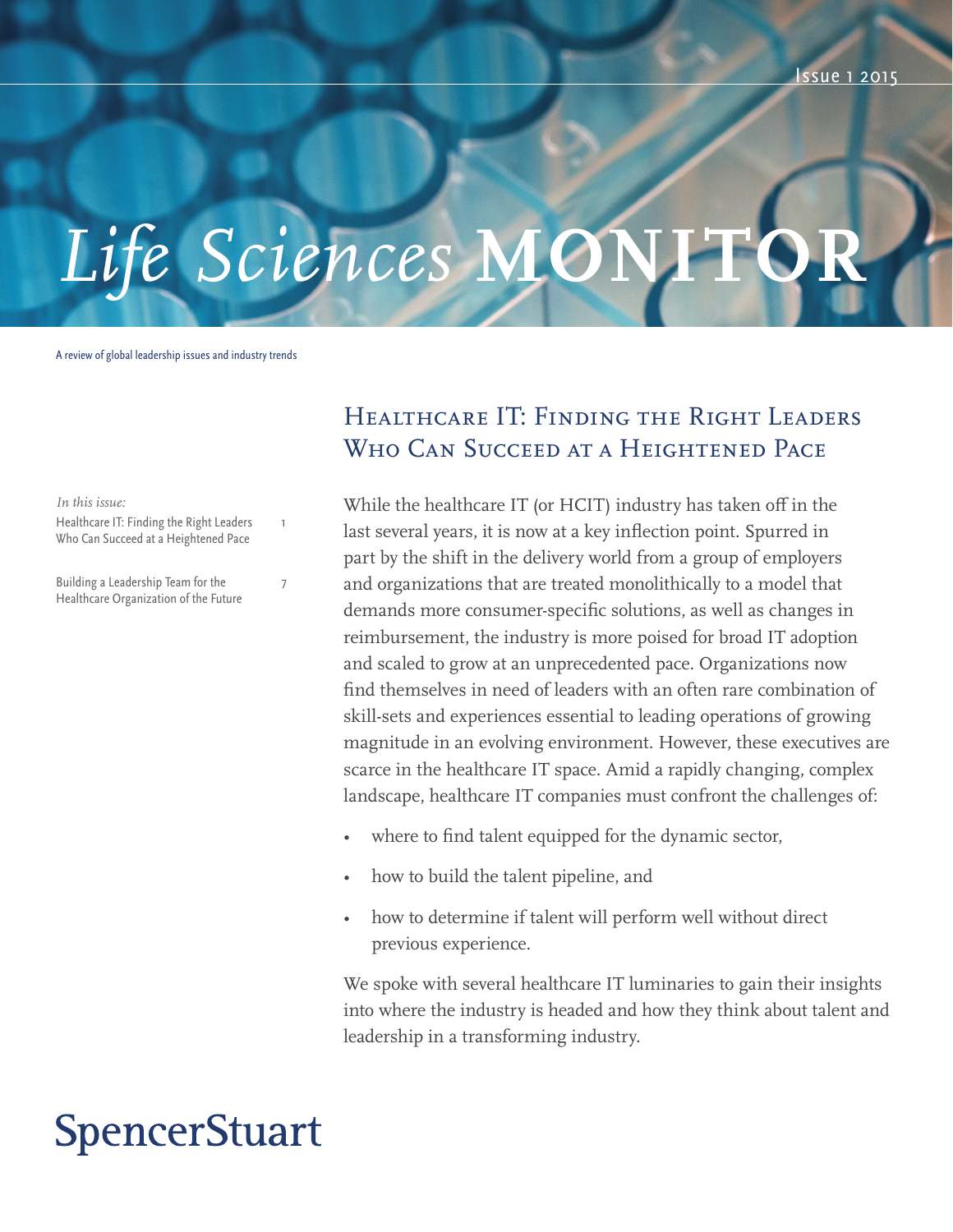# Life Sciences MONITOR

Issue 1 2015

A review of global leadership issues and industry trends

*In this issue:*

Healthcare IT: Finding the Right Leaders Who Can Succeed at a Heightened Pace — 1

Building a Leadership Team for the Healthcare Organization of the Future — 7

## Healthcare IT: Finding the Right Leaders Who Can Succeed at a Heightened Pace

While the healthcare IT (or HCIT) industry has taken off in the last several years, it is now at a key inflection point. Spurred in part by the shift in the delivery world from a group of employers and organizations that are treated monolithically to a model that demands more consumer-specific solutions, as well as changes in reimbursement, the industry is more poised for broad IT adoption and scaled to grow at an unprecedented pace. Organizations now find themselves in need of leaders with an often rare combination of skill-sets and experiences essential to leading operations of growing magnitude in an evolving environment. However, these executives are scarce in the healthcare IT space. Amid a rapidly changing, complex landscape, healthcare IT companies must confront the challenges of:

- where to find talent equipped for the dynamic sector,
- how to build the talent pipeline, and
- how to determine if talent will perform well without direct previous experience.

We spoke with several healthcare IT luminaries to gain their insights into where the industry is headed and how they think about talent and leadership in a transforming industry.

SpencerStuart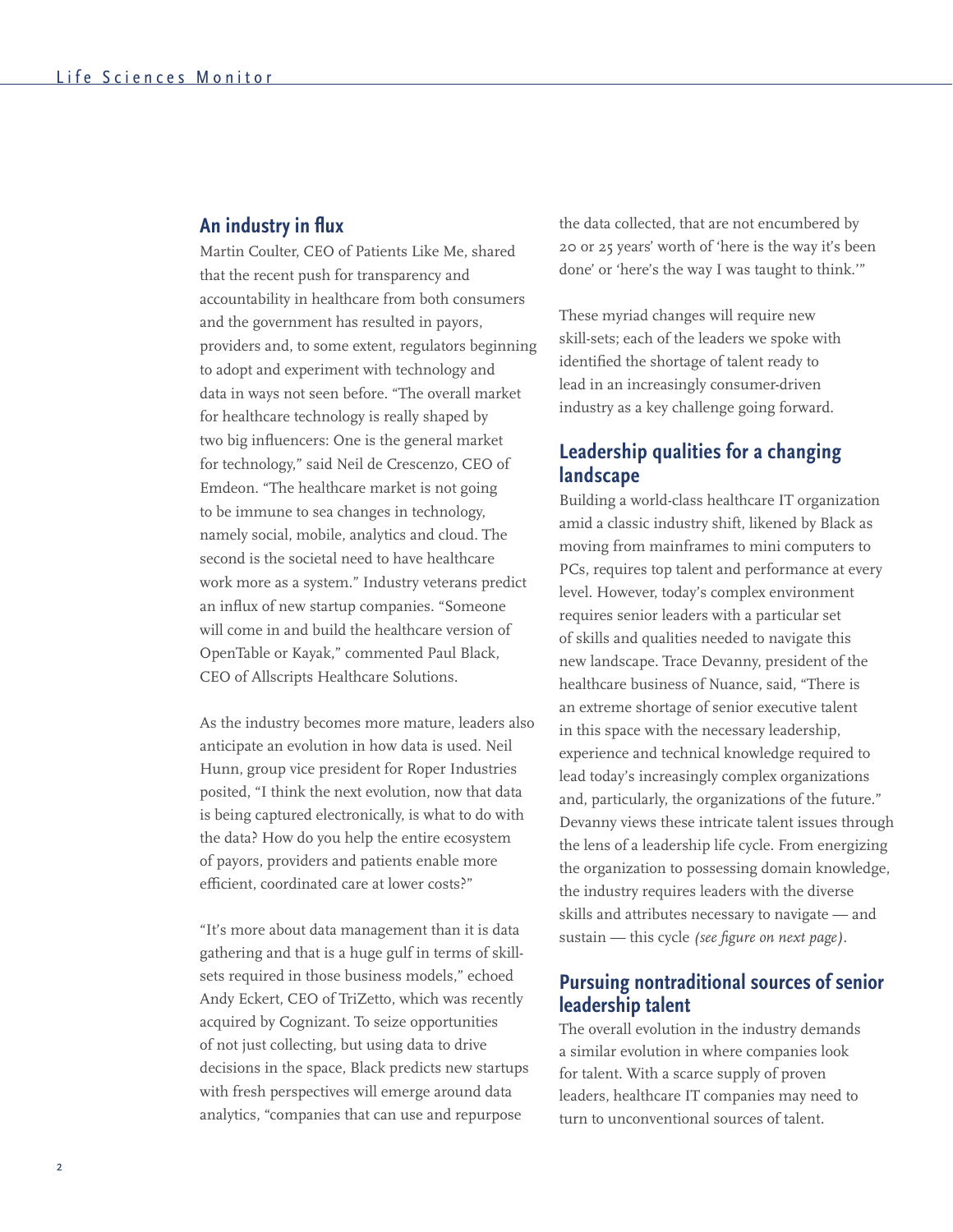## An industry in flux

Martin Coulter, CEO of Patients Like Me, shared that the recent push for transparency and accountability in healthcare from both consumers and the government has resulted in payors, providers and, to some extent, regulators beginning to adopt and experiment with technology and data in ways not seen before. "The overall market for healthcare technology is really shaped by two big influencers: One is the general market for technology," said Neil de Crescenzo, CEO of Emdeon. "The healthcare market is not going to be immune to sea changes in technology, namely social, mobile, analytics and cloud. The second is the societal need to have healthcare work more as a system." Industry veterans predict an influx of new startup companies. "Someone will come in and build the healthcare version of OpenTable or Kayak," commented Paul Black, CEO of Allscripts Healthcare Solutions.

As the industry becomes more mature, leaders also anticipate an evolution in how data is used. Neil Hunn, group vice president for Roper Industries posited, "I think the next evolution, now that data is being captured electronically, is what to do with the data? How do you help the entire ecosystem of payors, providers and patients enable more efficient, coordinated care at lower costs?"

"It's more about data management than it is data gathering and that is a huge gulf in terms of skill-sets required in those business models," echoed Andy Eckert, CEO of TriZetto, which was recently acquired by Cognizant. To seize opportunities of not just collecting, but using data to drive decisions in the space, Black predicts new startups with fresh perspectives will emerge around data analytics, "companies that can use and repurpose the data collected, that are not encumbered by 20 or 25 years' worth of 'here is the way it's been done' or 'here's the way I was taught to think.'"

These myriad changes will require new skill-sets; each of the leaders we spoke with identified the shortage of talent ready to lead in an increasingly consumer-driven industry as a key challenge going forward.

## Leadership qualities for a changing landscape

Building a world-class healthcare IT organization amid a classic industry shift, likened by Black as moving from mainframes to mini computers to PCs, requires top talent and performance at every level. However, today's complex environment requires senior leaders with a particular set of skills and qualities needed to navigate this new landscape. Trace Devanny, president of the healthcare business of Nuance, said, "There is an extreme shortage of senior executive talent in this space with the necessary leadership, experience and technical knowledge required to lead today's increasingly complex organizations and, particularly, the organizations of the future." Devanny views these intricate talent issues through the lens of a leadership life cycle. From energizing the organization to possessing domain knowledge, the industry requires leaders with the diverse skills and attributes necessary to navigate — and sustain — this cycle *(see figure on next page)*.

## Pursuing nontraditional sources of senior leadership talent

The overall evolution in the industry demands a similar evolution in where companies look for talent. With a scarce supply of proven leaders, healthcare IT companies may need to turn to unconventional sources of talent.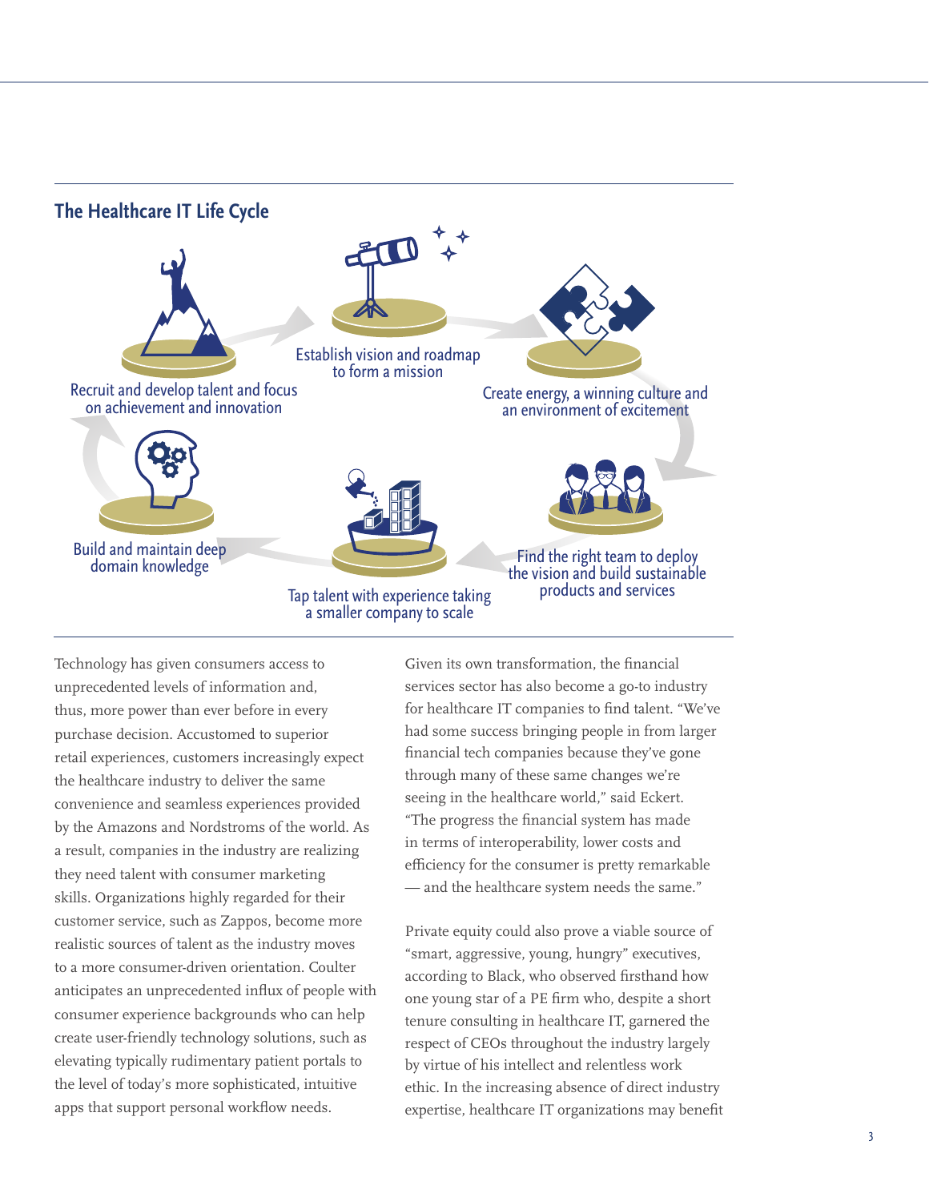## The Healthcare IT Life Cycle

Establish vision and roadmap to form a mission

Create energy, a winning culture and an environment of excitement

Find the right team to deploy the vision and build sustainable products and services

Tap talent with experience taking a smaller company to scale

Build and maintain deep domain knowledge

Recruit and develop talent and focus on achievement and innovation

Technology has given consumers access to unprecedented levels of information and, thus, more power than ever before in every purchase decision. Accustomed to superior retail experiences, customers increasingly expect the healthcare industry to deliver the same convenience and seamless experiences provided by the Amazons and Nordstroms of the world. As a result, companies in the industry are realizing they need talent with consumer marketing skills. Organizations highly regarded for their customer service, such as Zappos, become more realistic sources of talent as the industry moves to a more consumer-driven orientation. Coulter anticipates an unprecedented influx of people with consumer experience backgrounds who can help create user-friendly technology solutions, such as elevating typically rudimentary patient portals to the level of today's more sophisticated, intuitive apps that support personal workflow needs.

Given its own transformation, the financial services sector has also become a go-to industry for healthcare IT companies to find talent. "We've had some success bringing people in from larger financial tech companies because they've gone through many of these same changes we're seeing in the healthcare world," said Eckert. "The progress the financial system has made in terms of interoperability, lower costs and efficiency for the consumer is pretty remarkable — and the healthcare system needs the same."

Private equity could also prove a viable source of "smart, aggressive, young, hungry" executives, according to Black, who observed firsthand how one young star of a PE firm who, despite a short tenure consulting in healthcare IT, garnered the respect of CEOs throughout the industry largely by virtue of his intellect and relentless work ethic. In the increasing absence of direct industry expertise, healthcare IT organizations may benefit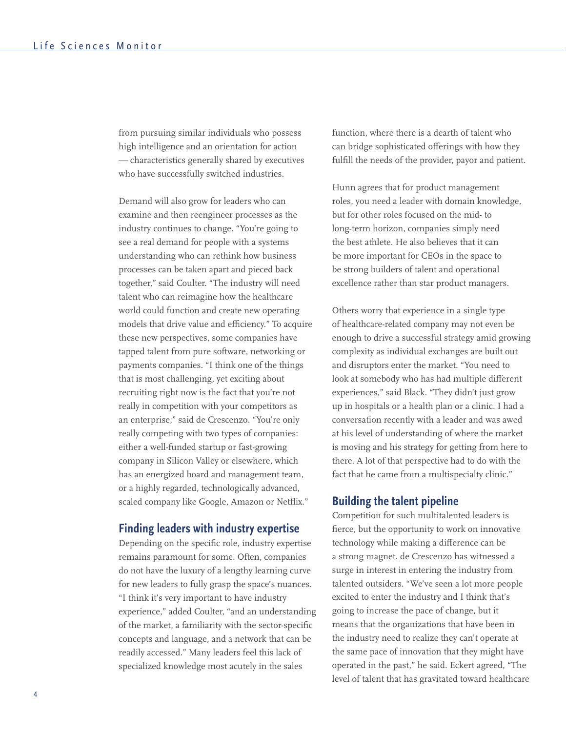from pursuing similar individuals who possess high intelligence and an orientation for action — characteristics generally shared by executives who have successfully switched industries.

Demand will also grow for leaders who can examine and then reengineer processes as the industry continues to change. "You're going to see a real demand for people with a systems understanding who can rethink how business processes can be taken apart and pieced back together," said Coulter. "The industry will need talent who can reimagine how the healthcare world could function and create new operating models that drive value and efficiency." To acquire these new perspectives, some companies have tapped talent from pure software, networking or payments companies. "I think one of the things that is most challenging, yet exciting about recruiting right now is the fact that you're not really in competition with your competitors as an enterprise," said de Crescenzo. "You're only really competing with two types of companies: either a well-funded startup or fast-growing company in Silicon Valley or elsewhere, which has an energized board and management team, or a highly regarded, technologically advanced, scaled company like Google, Amazon or Netflix."

## Finding leaders with industry expertise

Depending on the specific role, industry expertise remains paramount for some. Often, companies do not have the luxury of a lengthy learning curve for new leaders to fully grasp the space's nuances. "I think it's very important to have industry experience," added Coulter, "and an understanding of the market, a familiarity with the sector-specific concepts and language, and a network that can be readily accessed." Many leaders feel this lack of specialized knowledge most acutely in the sales function, where there is a dearth of talent who can bridge sophisticated offerings with how they fulfill the needs of the provider, payor and patient.

Hunn agrees that for product management roles, you need a leader with domain knowledge, but for other roles focused on the mid- to long-term horizon, companies simply need the best athlete. He also believes that it can be more important for CEOs in the space to be strong builders of talent and operational excellence rather than star product managers.

Others worry that experience in a single type of healthcare-related company may not even be enough to drive a successful strategy amid growing complexity as individual exchanges are built out and disruptors enter the market. "You need to look at somebody who has had multiple different experiences," said Black. "They didn't just grow up in hospitals or a health plan or a clinic. I had a conversation recently with a leader and was awed at his level of understanding of where the market is moving and his strategy for getting from here to there. A lot of that perspective had to do with the fact that he came from a multispecialty clinic."

## Building the talent pipeline

Competition for such multitalented leaders is fierce, but the opportunity to work on innovative technology while making a difference can be a strong magnet. de Crescenzo has witnessed a surge in interest in entering the industry from talented outsiders. "We've seen a lot more people excited to enter the industry and I think that's going to increase the pace of change, but it means that the organizations that have been in the industry need to realize they can't operate at the same pace of innovation that they might have operated in the past," he said. Eckert agreed, "The level of talent that has gravitated toward healthcare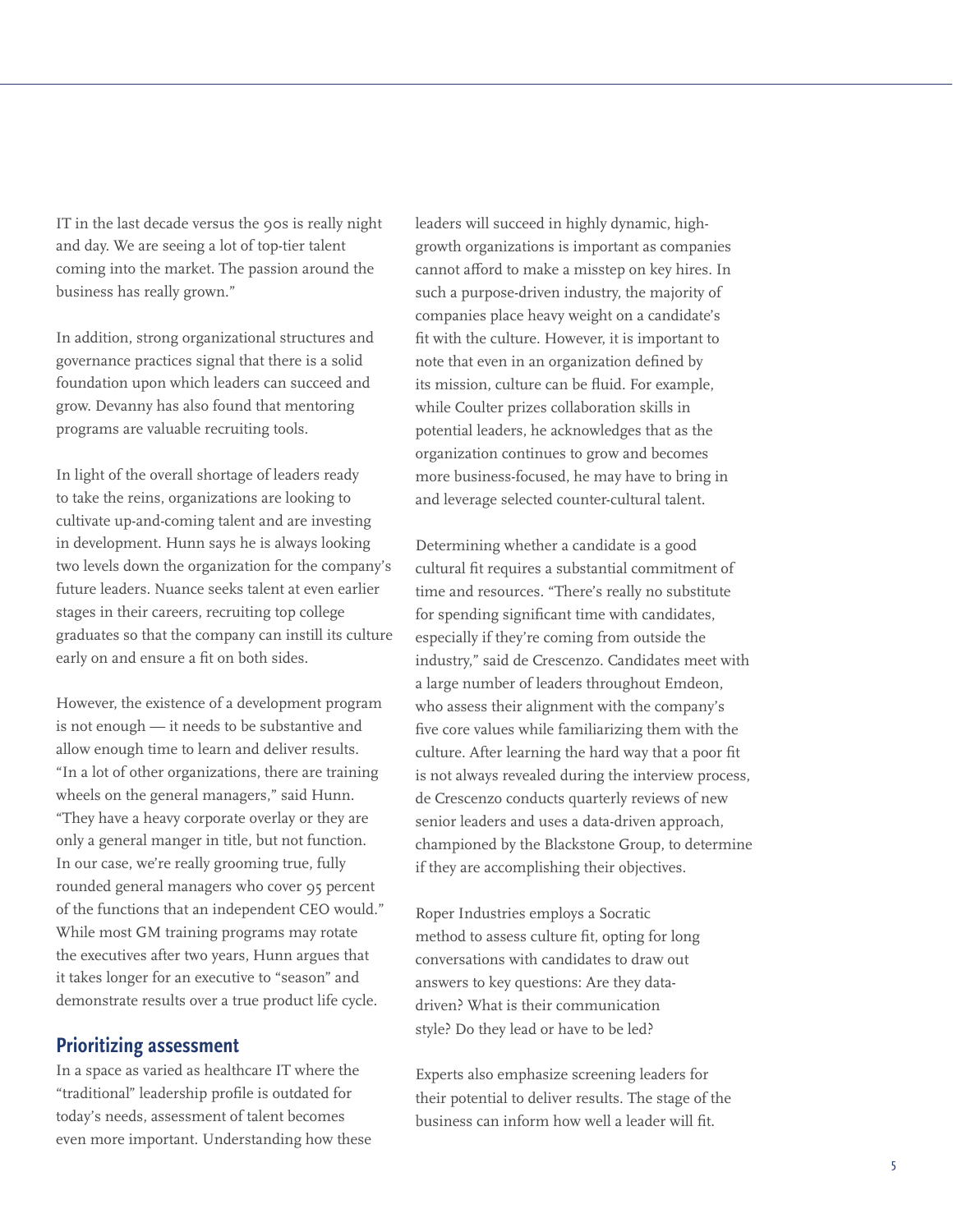IT in the last decade versus the 90s is really night and day. We are seeing a lot of top-tier talent coming into the market. The passion around the business has really grown."

In addition, strong organizational structures and governance practices signal that there is a solid foundation upon which leaders can succeed and grow. Devanny has also found that mentoring programs are valuable recruiting tools.

In light of the overall shortage of leaders ready to take the reins, organizations are looking to cultivate up-and-coming talent and are investing in development. Hunn says he is always looking two levels down the organization for the company's future leaders. Nuance seeks talent at even earlier stages in their careers, recruiting top college graduates so that the company can instill its culture early on and ensure a fit on both sides.

However, the existence of a development program is not enough — it needs to be substantive and allow enough time to learn and deliver results. "In a lot of other organizations, there are training wheels on the general managers," said Hunn. "They have a heavy corporate overlay or they are only a general manger in title, but not function. In our case, we're really grooming true, fully rounded general managers who cover 95 percent of the functions that an independent CEO would." While most GM training programs may rotate the executives after two years, Hunn argues that it takes longer for an executive to "season" and demonstrate results over a true product life cycle.

## Prioritizing assessment

In a space as varied as healthcare IT where the "traditional" leadership profile is outdated for today's needs, assessment of talent becomes even more important. Understanding how these leaders will succeed in highly dynamic, high-growth organizations is important as companies cannot afford to make a misstep on key hires. In such a purpose-driven industry, the majority of companies place heavy weight on a candidate's fit with the culture. However, it is important to note that even in an organization defined by its mission, culture can be fluid. For example, while Coulter prizes collaboration skills in potential leaders, he acknowledges that as the organization continues to grow and becomes more business-focused, he may have to bring in and leverage selected counter-cultural talent.

Determining whether a candidate is a good cultural fit requires a substantial commitment of time and resources. "There's really no substitute for spending significant time with candidates, especially if they're coming from outside the industry," said de Crescenzo. Candidates meet with a large number of leaders throughout Emdeon, who assess their alignment with the company's five core values while familiarizing them with the culture. After learning the hard way that a poor fit is not always revealed during the interview process, de Crescenzo conducts quarterly reviews of new senior leaders and uses a data-driven approach, championed by the Blackstone Group, to determine if they are accomplishing their objectives.

Roper Industries employs a Socratic method to assess culture fit, opting for long conversations with candidates to draw out answers to key questions: Are they data-driven? What is their communication style? Do they lead or have to be led?

Experts also emphasize screening leaders for their potential to deliver results. The stage of the business can inform how well a leader will fit.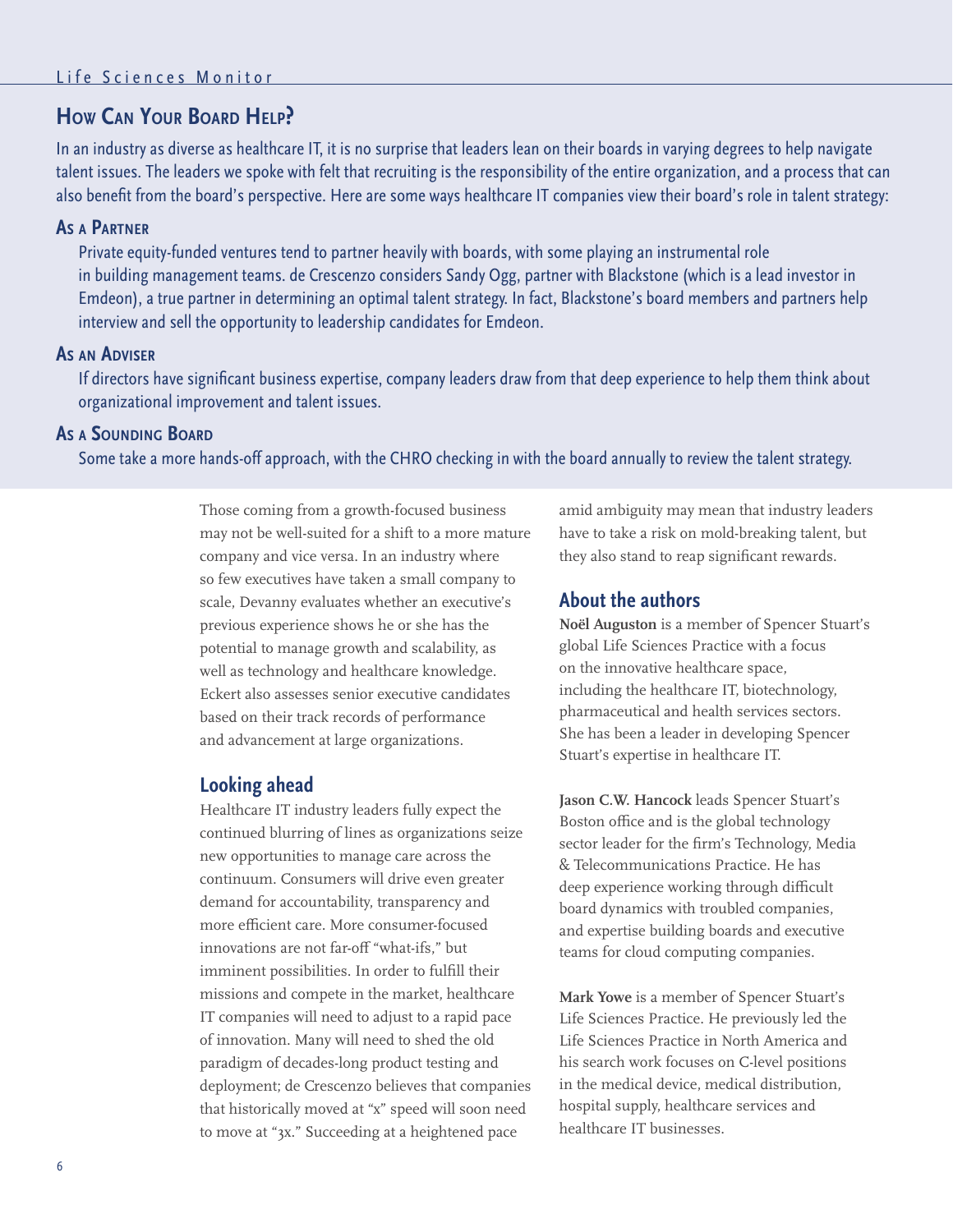## How Can Your Board Help?

In an industry as diverse as healthcare IT, it is no surprise that leaders lean on their boards in varying degrees to help navigate talent issues. The leaders we spoke with felt that recruiting is the responsibility of the entire organization, and a process that can also benefit from the board's perspective. Here are some ways healthcare IT companies view their board's role in talent strategy:

### As a Partner

Private equity-funded ventures tend to partner heavily with boards, with some playing an instrumental role in building management teams. de Crescenzo considers Sandy Ogg, partner with Blackstone (which is a lead investor in Emdeon), a true partner in determining an optimal talent strategy. In fact, Blackstone's board members and partners help interview and sell the opportunity to leadership candidates for Emdeon.

### As an Adviser

If directors have significant business expertise, company leaders draw from that deep experience to help them think about organizational improvement and talent issues.

### As a Sounding Board

Some take a more hands-off approach, with the CHRO checking in with the board annually to review the talent strategy.

Those coming from a growth-focused business may not be well-suited for a shift to a more mature company and vice versa. In an industry where so few executives have taken a small company to scale, Devanny evaluates whether an executive's previous experience shows he or she has the potential to manage growth and scalability, as well as technology and healthcare knowledge. Eckert also assesses senior executive candidates based on their track records of performance and advancement at large organizations.

## Looking ahead

Healthcare IT industry leaders fully expect the continued blurring of lines as organizations seize new opportunities to manage care across the continuum. Consumers will drive even greater demand for accountability, transparency and more efficient care. More consumer-focused innovations are not far-off "what-ifs," but imminent possibilities. In order to fulfill their missions and compete in the market, healthcare IT companies will need to adjust to a rapid pace of innovation. Many will need to shed the old paradigm of decades-long product testing and deployment; de Crescenzo believes that companies that historically moved at "x" speed will soon need to move at "3x." Succeeding at a heightened pace amid ambiguity may mean that industry leaders have to take a risk on mold-breaking talent, but they also stand to reap significant rewards.

## About the authors

**Noël Auguston** is a member of Spencer Stuart's global Life Sciences Practice with a focus on the innovative healthcare space, including the healthcare IT, biotechnology, pharmaceutical and health services sectors. She has been a leader in developing Spencer Stuart's expertise in healthcare IT.

**Jason C.W. Hancock** leads Spencer Stuart's Boston office and is the global technology sector leader for the firm's Technology, Media & Telecommunications Practice. He has deep experience working through difficult board dynamics with troubled companies, and expertise building boards and executive teams for cloud computing companies.

**Mark Yowe** is a member of Spencer Stuart's Life Sciences Practice. He previously led the Life Sciences Practice in North America and his search work focuses on C-level positions in the medical device, medical distribution, hospital supply, healthcare services and healthcare IT businesses.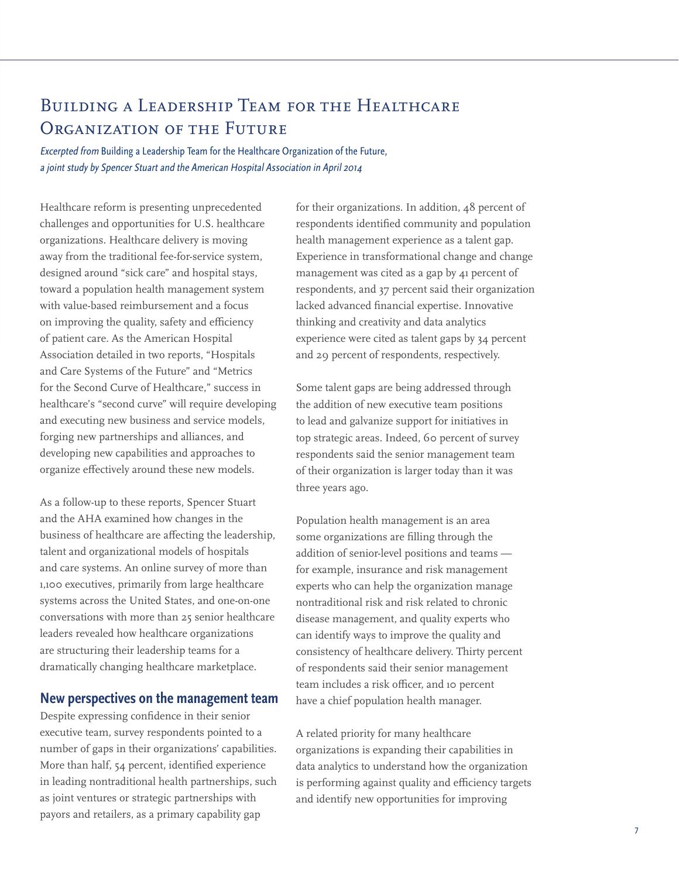# Building a Leadership Team for the Healthcare Organization of the Future

*Excerpted from* Building a Leadership Team for the Healthcare Organization of the Future, *a joint study by Spencer Stuart and the American Hospital Association in April 2014*

Healthcare reform is presenting unprecedented challenges and opportunities for U.S. healthcare organizations. Healthcare delivery is moving away from the traditional fee-for-service system, designed around "sick care" and hospital stays, toward a population health management system with value-based reimbursement and a focus on improving the quality, safety and efficiency of patient care. As the American Hospital Association detailed in two reports, "Hospitals and Care Systems of the Future" and "Metrics for the Second Curve of Healthcare," success in healthcare's "second curve" will require developing and executing new business and service models, forging new partnerships and alliances, and developing new capabilities and approaches to organize effectively around these new models.

As a follow-up to these reports, Spencer Stuart and the AHA examined how changes in the business of healthcare are affecting the leadership, talent and organizational models of hospitals and care systems. An online survey of more than 1,100 executives, primarily from large healthcare systems across the United States, and one-on-one conversations with more than 25 senior healthcare leaders revealed how healthcare organizations are structuring their leadership teams for a dramatically changing healthcare marketplace.

## New perspectives on the management team

Despite expressing confidence in their senior executive team, survey respondents pointed to a number of gaps in their organizations' capabilities. More than half, 54 percent, identified experience in leading nontraditional health partnerships, such as joint ventures or strategic partnerships with payors and retailers, as a primary capability gap for their organizations. In addition, 48 percent of respondents identified community and population health management experience as a talent gap. Experience in transformational change and change management was cited as a gap by 41 percent of respondents, and 37 percent said their organization lacked advanced financial expertise. Innovative thinking and creativity and data analytics experience were cited as talent gaps by 34 percent and 29 percent of respondents, respectively.

Some talent gaps are being addressed through the addition of new executive team positions to lead and galvanize support for initiatives in top strategic areas. Indeed, 60 percent of survey respondents said the senior management team of their organization is larger today than it was three years ago.

Population health management is an area some organizations are filling through the addition of senior-level positions and teams — for example, insurance and risk management experts who can help the organization manage nontraditional risk and risk related to chronic disease management, and quality experts who can identify ways to improve the quality and consistency of healthcare delivery. Thirty percent of respondents said their senior management team includes a risk officer, and 10 percent have a chief population health manager.

A related priority for many healthcare organizations is expanding their capabilities in data analytics to understand how the organization is performing against quality and efficiency targets and identify new opportunities for improving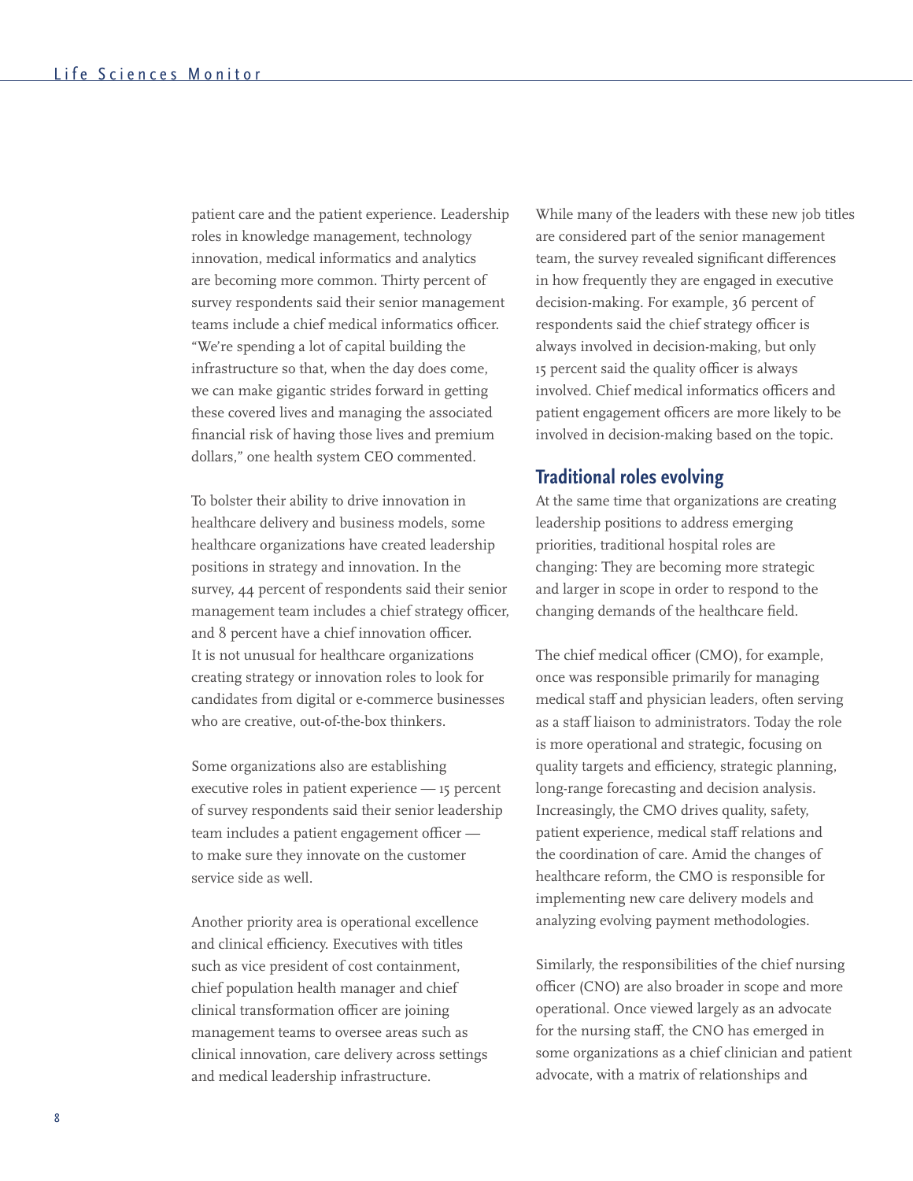patient care and the patient experience. Leadership roles in knowledge management, technology innovation, medical informatics and analytics are becoming more common. Thirty percent of survey respondents said their senior management teams include a chief medical informatics officer. "We're spending a lot of capital building the infrastructure so that, when the day does come, we can make gigantic strides forward in getting these covered lives and managing the associated financial risk of having those lives and premium dollars," one health system CEO commented.

To bolster their ability to drive innovation in healthcare delivery and business models, some healthcare organizations have created leadership positions in strategy and innovation. In the survey, 44 percent of respondents said their senior management team includes a chief strategy officer, and 8 percent have a chief innovation officer. It is not unusual for healthcare organizations creating strategy or innovation roles to look for candidates from digital or e-commerce businesses who are creative, out-of-the-box thinkers.

Some organizations also are establishing executive roles in patient experience — 15 percent of survey respondents said their senior leadership team includes a patient engagement officer — to make sure they innovate on the customer service side as well.

Another priority area is operational excellence and clinical efficiency. Executives with titles such as vice president of cost containment, chief population health manager and chief clinical transformation officer are joining management teams to oversee areas such as clinical innovation, care delivery across settings and medical leadership infrastructure.

While many of the leaders with these new job titles are considered part of the senior management team, the survey revealed significant differences in how frequently they are engaged in executive decision-making. For example, 36 percent of respondents said the chief strategy officer is always involved in decision-making, but only 15 percent said the quality officer is always involved. Chief medical informatics officers and patient engagement officers are more likely to be involved in decision-making based on the topic.

## Traditional roles evolving

At the same time that organizations are creating leadership positions to address emerging priorities, traditional hospital roles are changing: They are becoming more strategic and larger in scope in order to respond to the changing demands of the healthcare field.

The chief medical officer (CMO), for example, once was responsible primarily for managing medical staff and physician leaders, often serving as a staff liaison to administrators. Today the role is more operational and strategic, focusing on quality targets and efficiency, strategic planning, long-range forecasting and decision analysis. Increasingly, the CMO drives quality, safety, patient experience, medical staff relations and the coordination of care. Amid the changes of healthcare reform, the CMO is responsible for implementing new care delivery models and analyzing evolving payment methodologies.

Similarly, the responsibilities of the chief nursing officer (CNO) are also broader in scope and more operational. Once viewed largely as an advocate for the nursing staff, the CNO has emerged in some organizations as a chief clinician and patient advocate, with a matrix of relationships and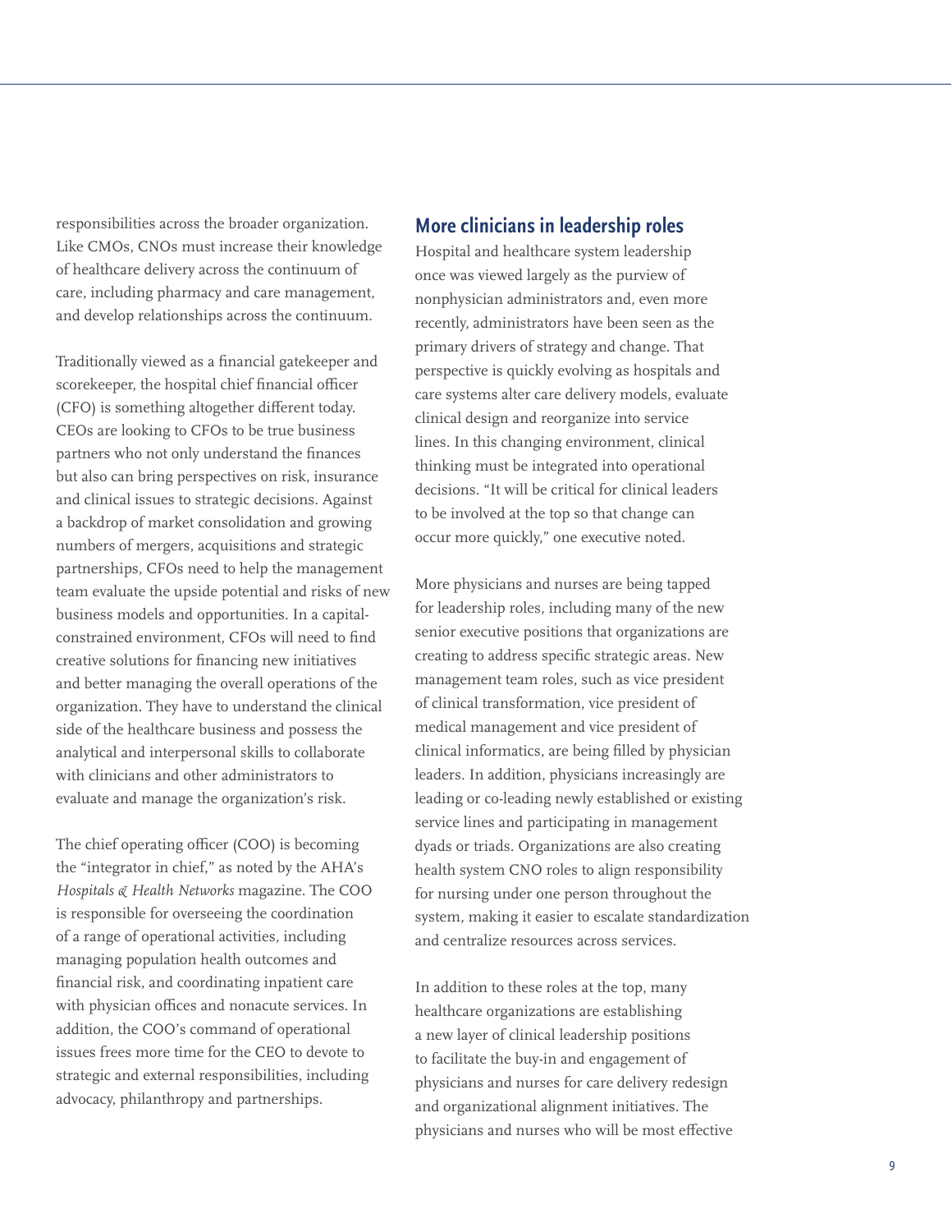responsibilities across the broader organization. Like CMOs, CNOs must increase their knowledge of healthcare delivery across the continuum of care, including pharmacy and care management, and develop relationships across the continuum.

Traditionally viewed as a financial gatekeeper and scorekeeper, the hospital chief financial officer (CFO) is something altogether different today. CEOs are looking to CFOs to be true business partners who not only understand the finances but also can bring perspectives on risk, insurance and clinical issues to strategic decisions. Against a backdrop of market consolidation and growing numbers of mergers, acquisitions and strategic partnerships, CFOs need to help the management team evaluate the upside potential and risks of new business models and opportunities. In a capital-constrained environment, CFOs will need to find creative solutions for financing new initiatives and better managing the overall operations of the organization. They have to understand the clinical side of the healthcare business and possess the analytical and interpersonal skills to collaborate with clinicians and other administrators to evaluate and manage the organization's risk.

The chief operating officer (COO) is becoming the "integrator in chief," as noted by the AHA's *Hospitals & Health Networks* magazine. The COO is responsible for overseeing the coordination of a range of operational activities, including managing population health outcomes and financial risk, and coordinating inpatient care with physician offices and nonacute services. In addition, the COO's command of operational issues frees more time for the CEO to devote to strategic and external responsibilities, including advocacy, philanthropy and partnerships.

## More clinicians in leadership roles

Hospital and healthcare system leadership once was viewed largely as the purview of nonphysician administrators and, even more recently, administrators have been seen as the primary drivers of strategy and change. That perspective is quickly evolving as hospitals and care systems alter care delivery models, evaluate clinical design and reorganize into service lines. In this changing environment, clinical thinking must be integrated into operational decisions. "It will be critical for clinical leaders to be involved at the top so that change can occur more quickly," one executive noted.

More physicians and nurses are being tapped for leadership roles, including many of the new senior executive positions that organizations are creating to address specific strategic areas. New management team roles, such as vice president of clinical transformation, vice president of medical management and vice president of clinical informatics, are being filled by physician leaders. In addition, physicians increasingly are leading or co-leading newly established or existing service lines and participating in management dyads or triads. Organizations are also creating health system CNO roles to align responsibility for nursing under one person throughout the system, making it easier to escalate standardization and centralize resources across services.

In addition to these roles at the top, many healthcare organizations are establishing a new layer of clinical leadership positions to facilitate the buy-in and engagement of physicians and nurses for care delivery redesign and organizational alignment initiatives. The physicians and nurses who will be most effective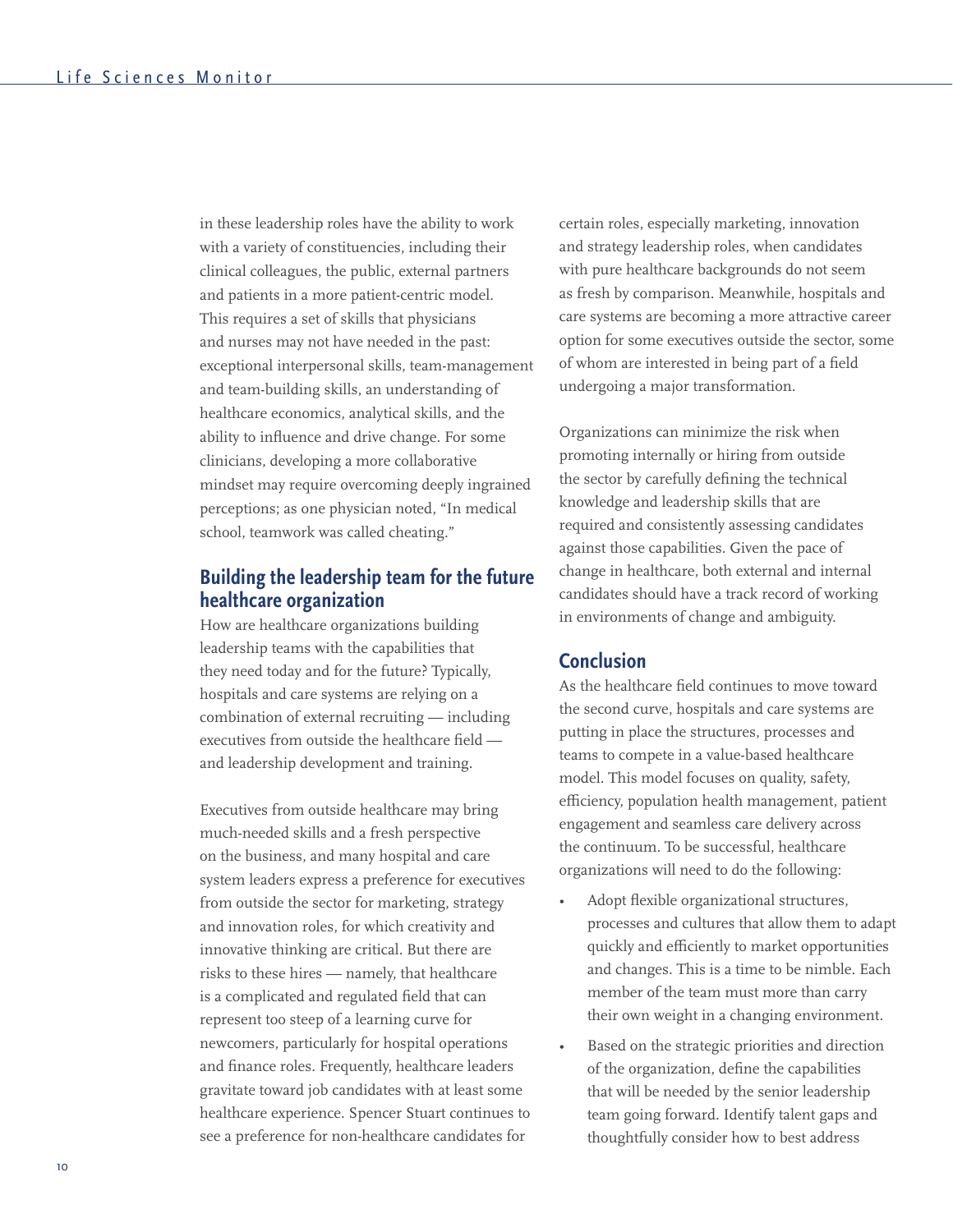in these leadership roles have the ability to work with a variety of constituencies, including their clinical colleagues, the public, external partners and patients in a more patient-centric model. This requires a set of skills that physicians and nurses may not have needed in the past: exceptional interpersonal skills, team-management and team-building skills, an understanding of healthcare economics, analytical skills, and the ability to influence and drive change. For some clinicians, developing a more collaborative mindset may require overcoming deeply ingrained perceptions; as one physician noted, "In medical school, teamwork was called cheating."

## Building the leadership team for the future healthcare organization

How are healthcare organizations building leadership teams with the capabilities that they need today and for the future? Typically, hospitals and care systems are relying on a combination of external recruiting — including executives from outside the healthcare field — and leadership development and training.

Executives from outside healthcare may bring much-needed skills and a fresh perspective on the business, and many hospital and care system leaders express a preference for executives from outside the sector for marketing, strategy and innovation roles, for which creativity and innovative thinking are critical. But there are risks to these hires — namely, that healthcare is a complicated and regulated field that can represent too steep of a learning curve for newcomers, particularly for hospital operations and finance roles. Frequently, healthcare leaders gravitate toward job candidates with at least some healthcare experience. Spencer Stuart continues to see a preference for non-healthcare candidates for certain roles, especially marketing, innovation and strategy leadership roles, when candidates with pure healthcare backgrounds do not seem as fresh by comparison. Meanwhile, hospitals and care systems are becoming a more attractive career option for some executives outside the sector, some of whom are interested in being part of a field undergoing a major transformation.

Organizations can minimize the risk when promoting internally or hiring from outside the sector by carefully defining the technical knowledge and leadership skills that are required and consistently assessing candidates against those capabilities. Given the pace of change in healthcare, both external and internal candidates should have a track record of working in environments of change and ambiguity.

## Conclusion

As the healthcare field continues to move toward the second curve, hospitals and care systems are putting in place the structures, processes and teams to compete in a value-based healthcare model. This model focuses on quality, safety, efficiency, population health management, patient engagement and seamless care delivery across the continuum. To be successful, healthcare organizations will need to do the following:

- Adopt flexible organizational structures, processes and cultures that allow them to adapt quickly and efficiently to market opportunities and changes. This is a time to be nimble. Each member of the team must more than carry their own weight in a changing environment.
- Based on the strategic priorities and direction of the organization, define the capabilities that will be needed by the senior leadership team going forward. Identify talent gaps and thoughtfully consider how to best address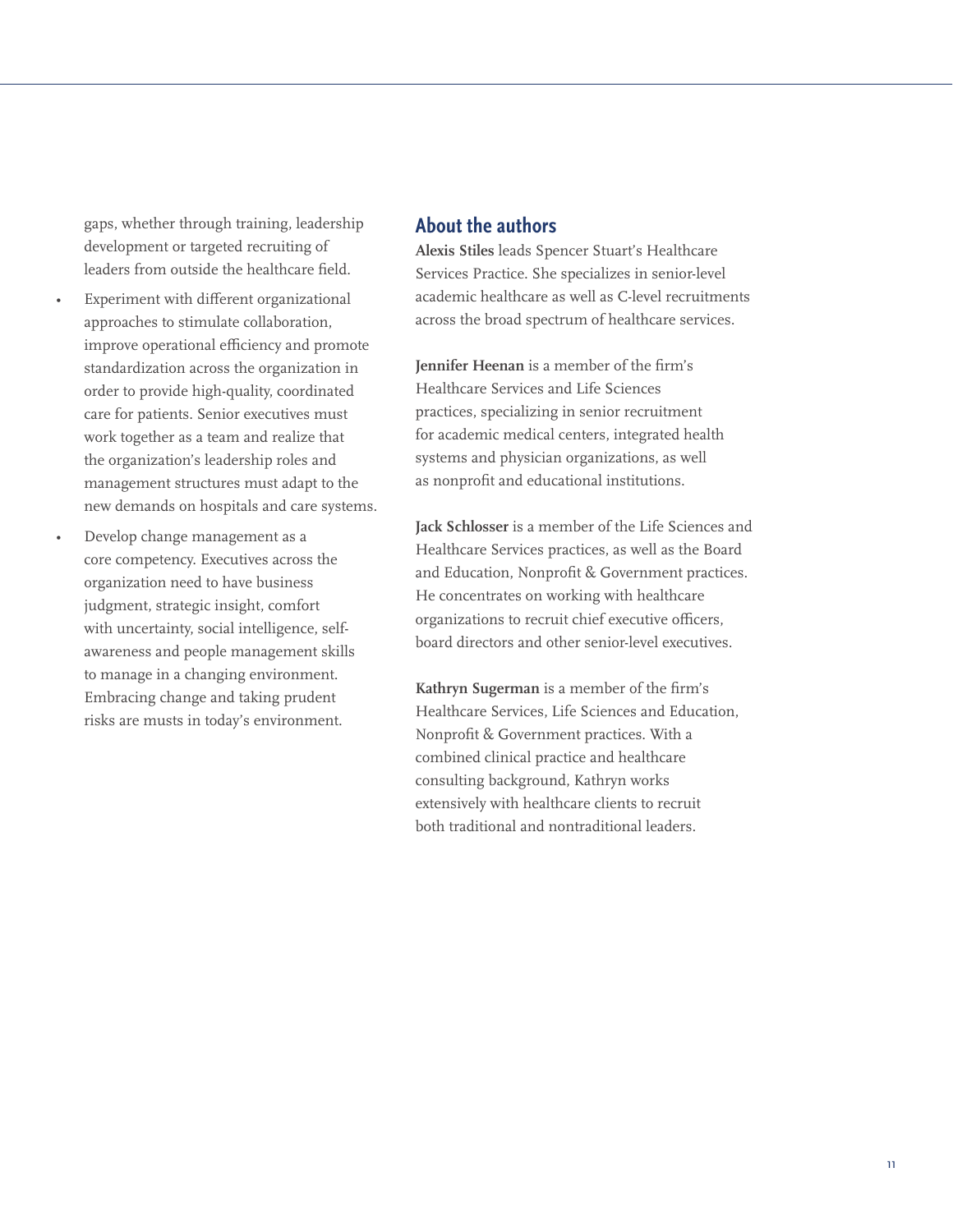gaps, whether through training, leadership development or targeted recruiting of leaders from outside the healthcare field.

- Experiment with different organizational approaches to stimulate collaboration, improve operational efficiency and promote standardization across the organization in order to provide high-quality, coordinated care for patients. Senior executives must work together as a team and realize that the organization's leadership roles and management structures must adapt to the new demands on hospitals and care systems.
- Develop change management as a core competency. Executives across the organization need to have business judgment, strategic insight, comfort with uncertainty, social intelligence, self-awareness and people management skills to manage in a changing environment. Embracing change and taking prudent risks are musts in today's environment.

## About the authors

**Alexis Stiles** leads Spencer Stuart's Healthcare Services Practice. She specializes in senior-level academic healthcare as well as C-level recruitments across the broad spectrum of healthcare services.

**Jennifer Heenan** is a member of the firm's Healthcare Services and Life Sciences practices, specializing in senior recruitment for academic medical centers, integrated health systems and physician organizations, as well as nonprofit and educational institutions.

**Jack Schlosser** is a member of the Life Sciences and Healthcare Services practices, as well as the Board and Education, Nonprofit & Government practices. He concentrates on working with healthcare organizations to recruit chief executive officers, board directors and other senior-level executives.

**Kathryn Sugerman** is a member of the firm's Healthcare Services, Life Sciences and Education, Nonprofit & Government practices. With a combined clinical practice and healthcare consulting background, Kathryn works extensively with healthcare clients to recruit both traditional and nontraditional leaders.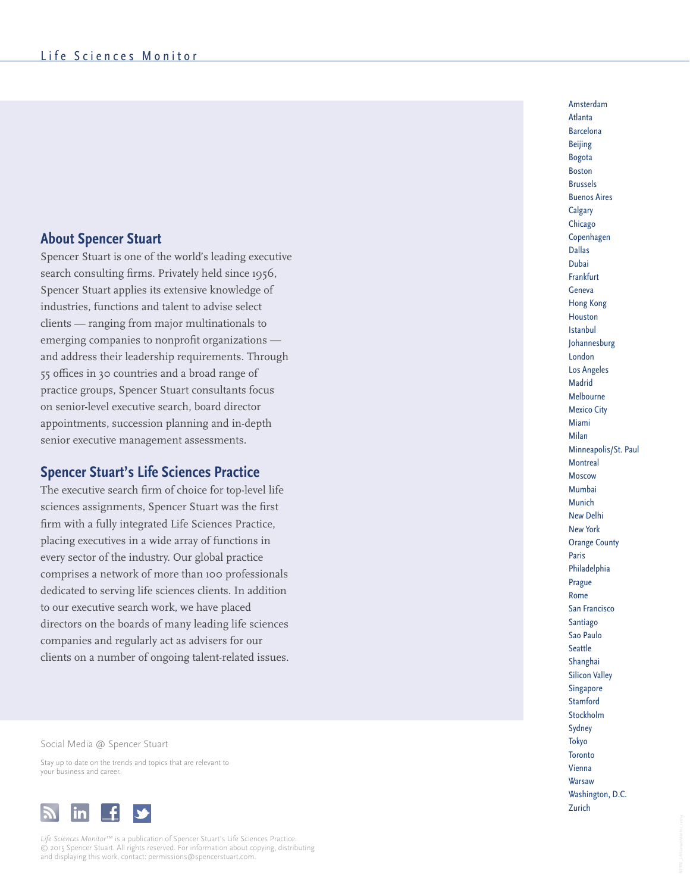## About Spencer Stuart

Spencer Stuart is one of the world's leading executive search consulting firms. Privately held since 1956, Spencer Stuart applies its extensive knowledge of industries, functions and talent to advise select clients — ranging from major multinationals to emerging companies to nonprofit organizations — and address their leadership requirements. Through 55 offices in 30 countries and a broad range of practice groups, Spencer Stuart consultants focus on senior-level executive search, board director appointments, succession planning and in-depth senior executive management assessments.

## Spencer Stuart's Life Sciences Practice

The executive search firm of choice for top-level life sciences assignments, Spencer Stuart was the first firm with a fully integrated Life Sciences Practice, placing executives in a wide array of functions in every sector of the industry. Our global practice comprises a network of more than 100 professionals dedicated to serving life sciences clients. In addition to our executive search work, we have placed directors on the boards of many leading life sciences companies and regularly act as advisers for our clients on a number of ongoing talent-related issues.

Social Media @ Spencer Stuart

Stay up to date on the trends and topics that are relevant to your business and career.

*Life Sciences Monitor*™ is a publication of Spencer Stuart's Life Sciences Practice.
© 2015 Spencer Stuart. All rights reserved. For information about copying, distributing and displaying this work, contact: permissions@spencerstuart.com.

Amsterdam
Atlanta
Barcelona
Beijing
Bogota
Boston
Brussels
Buenos Aires
Calgary
Chicago
Copenhagen
Dallas
Dubai
Frankfurt
Geneva
Hong Kong
Houston
Istanbul
Johannesburg
London
Los Angeles
Madrid
Melbourne
Mexico City
Miami
Milan
Minneapolis/St. Paul
Montreal
Moscow
Mumbai
Munich
New Delhi
New York
Orange County
Paris
Philadelphia
Prague
Rome
San Francisco
Santiago
Sao Paulo
Seattle
Shanghai
Silicon Valley
Singapore
Stamford
Stockholm
Sydney
Tokyo
Toronto
Vienna
Warsaw
Washington, D.C.
Zurich